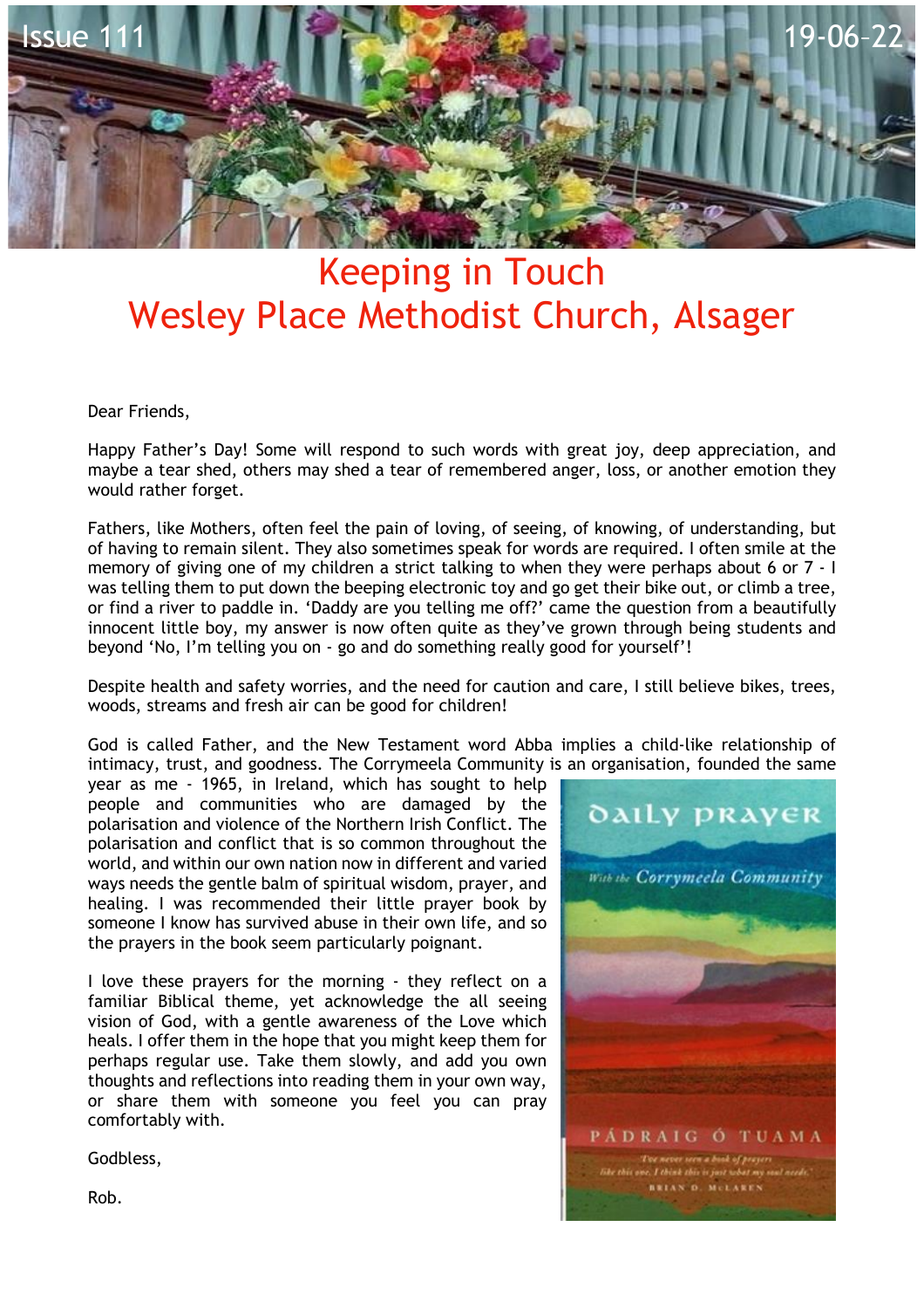Issue 111 19-06-22

# Keeping in Touch
# Wesley Place Methodist Church, Alsager

Dear Friends,

Happy Father's Day! Some will respond to such words with great joy, deep appreciation, and maybe a tear shed, others may shed a tear of remembered anger, loss, or another emotion they would rather forget.

Fathers, like Mothers, often feel the pain of loving, of seeing, of knowing, of understanding, but of having to remain silent. They also sometimes speak for words are required. I often smile at the memory of giving one of my children a strict talking to when they were perhaps about 6 or 7 - I was telling them to put down the beeping electronic toy and go get their bike out, or climb a tree, or find a river to paddle in. 'Daddy are you telling me off?' came the question from a beautifully innocent little boy, my answer is now often quite as they've grown through being students and beyond 'No, I'm telling you on - go and do something really good for yourself'!

Despite health and safety worries, and the need for caution and care, I still believe bikes, trees, woods, streams and fresh air can be good for children!

God is called Father, and the New Testament word Abba implies a child-like relationship of intimacy, trust, and goodness. The Corrymeela Community is an organisation, founded the same year as me - 1965, in Ireland, which has sought to help people and communities who are damaged by the polarisation and violence of the Northern Irish Conflict. The polarisation and conflict that is so common throughout the world, and within our own nation now in different and varied ways needs the gentle balm of spiritual wisdom, prayer, and healing. I was recommended their little prayer book by someone I know has survived abuse in their own life, and so the prayers in the book seem particularly poignant.

I love these prayers for the morning - they reflect on a familiar Biblical theme, yet acknowledge the all seeing vision of God, with a gentle awareness of the Love which heals. I offer them in the hope that you might keep them for perhaps regular use. Take them slowly, and add you own thoughts and reflections into reading them in your own way, or share them with someone you feel you can pray comfortably with.

Godbless,

Rob.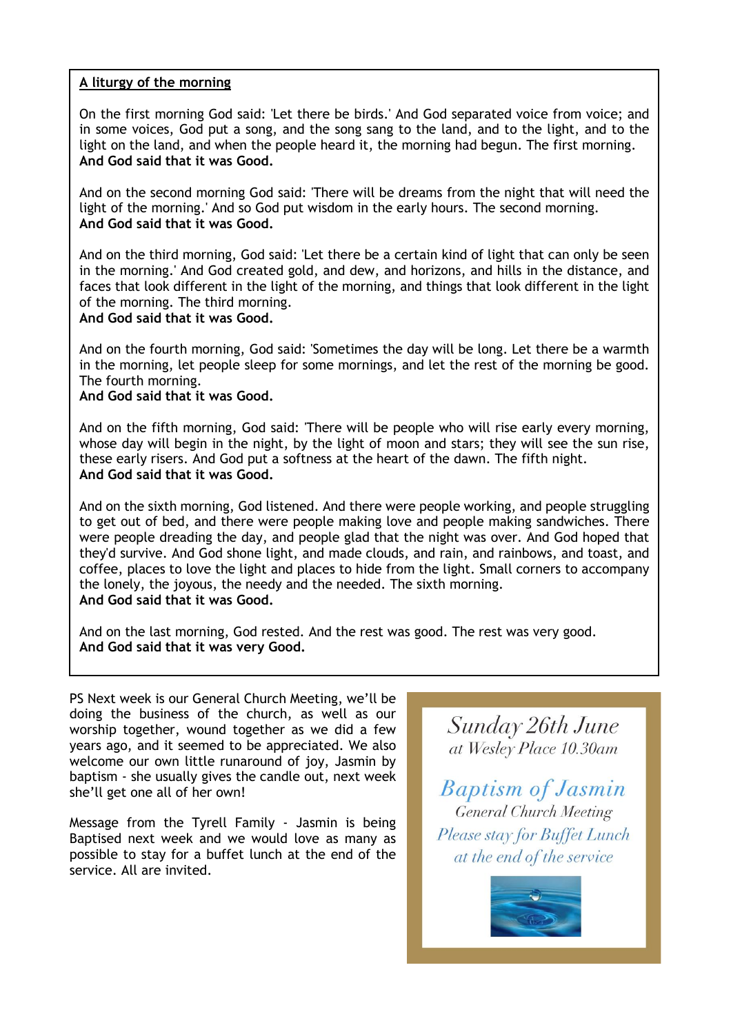**<u>A liturgy of the morning</u>**

On the first morning God said: 'Let there be birds.' And God separated voice from voice; and in some voices, God put a song, and the song sang to the land, and to the light, and to the light on the land, and when the people heard it, the morning had begun. The first morning.
**And God said that it was Good.**

And on the second morning God said: 'There will be dreams from the night that will need the light of the morning.' And so God put wisdom in the early hours. The second morning.
**And God said that it was Good.**

And on the third morning, God said: 'Let there be a certain kind of light that can only be seen in the morning.' And God created gold, and dew, and horizons, and hills in the distance, and faces that look different in the light of the morning, and things that look different in the light of the morning. The third morning.
**And God said that it was Good.**

And on the fourth morning, God said: 'Sometimes the day will be long. Let there be a warmth in the morning, let people sleep for some mornings, and let the rest of the morning be good. The fourth morning.
**And God said that it was Good.**

And on the fifth morning, God said: 'There will be people who will rise early every morning, whose day will begin in the night, by the light of moon and stars; they will see the sun rise, these early risers. And God put a softness at the heart of the dawn. The fifth night.
**And God said that it was Good.**

And on the sixth morning, God listened. And there were people working, and people struggling to get out of bed, and there were people making love and people making sandwiches. There were people dreading the day, and people glad that the night was over. And God hoped that they'd survive. And God shone light, and made clouds, and rain, and rainbows, and toast, and coffee, places to love the light and places to hide from the light. Small corners to accompany the lonely, the joyous, the needy and the needed. The sixth morning.
**And God said that it was Good.**

And on the last morning, God rested. And the rest was good. The rest was very good.
**And God said that it was very Good.**

PS Next week is our General Church Meeting, we'll be doing the business of the church, as well as our worship together, wound together as we did a few years ago, and it seemed to be appreciated. We also welcome our own little runaround of joy, Jasmin by baptism - she usually gives the candle out, next week she'll get one all of her own!

Message from the Tyrell Family - Jasmin is being Baptised next week and we would love as many as possible to stay for a buffet lunch at the end of the service. All are invited.

*Sunday 26th June*
*at Wesley Place 10.30am*

*Baptism of Jasmin*
*General Church Meeting*
*Please stay for Buffet Lunch at the end of the service*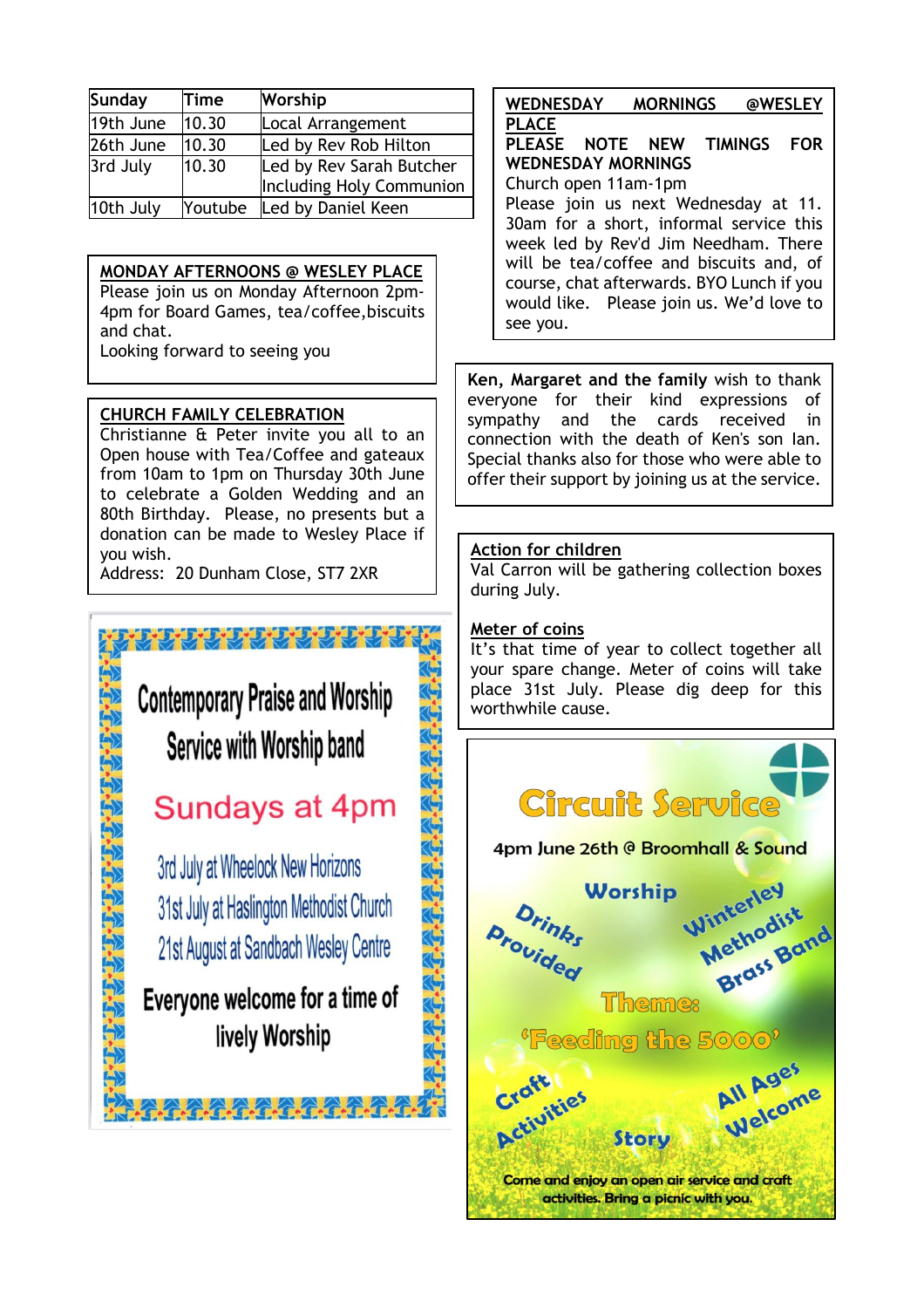| Sunday | Time | Worship |
|---|---|---|
| 19th June | 10.30 | Local Arrangement |
| 26th June | 10.30 | Led by Rev Rob Hilton |
| 3rd July | 10.30 | Led by Rev Sarah Butcher Including Holy Communion |
| 10th July | Youtube | Led by Daniel Keen |

**MONDAY AFTERNOONS @ WESLEY PLACE**

Please join us on Monday Afternoon 2pm-4pm for Board Games, tea/coffee,biscuits and chat.

Looking forward to seeing you

**CHURCH FAMILY CELEBRATION**

Christianne & Peter invite you all to an Open house with Tea/Coffee and gateaux from 10am to 1pm on Thursday 30th June to celebrate a Golden Wedding and an 80th Birthday. Please, no presents but a donation can be made to Wesley Place if you wish.

Address: 20 Dunham Close, ST7 2XR

Contemporary Praise and Worship Service with Worship band

Sundays at 4pm

3rd July at Wheelock New Horizons

31st July at Haslington Methodist Church

21st August at Sandbach Wesley Centre

Everyone welcome for a time of lively Worship

**WEDNESDAY MORNINGS @WESLEY PLACE**

**PLEASE NOTE NEW TIMINGS FOR WEDNESDAY MORNINGS**

Church open 11am-1pm

Please join us next Wednesday at 11. 30am for a short, informal service this week led by Rev'd Jim Needham. There will be tea/coffee and biscuits and, of course, chat afterwards. BYO Lunch if you would like. Please join us. We'd love to see you.

**Ken, Margaret and the family** wish to thank everyone for their kind expressions of sympathy and the cards received in connection with the death of Ken's son Ian. Special thanks also for those who were able to offer their support by joining us at the service.

**Action for children**

Val Carron will be gathering collection boxes during July.

**Meter of coins**

It's that time of year to collect together all your spare change. Meter of coins will take place 31st July. Please dig deep for this worthwhile cause.

Circuit Service

4pm June 26th @ Broomhall & Sound

Worship

Drinks Provided

Winterley Methodist Brass Band

Theme:

'Feeding the 5000'

Craft Activities

Story

All Ages Welcome

Come and enjoy an open air service and craft activities. Bring a picnic with you.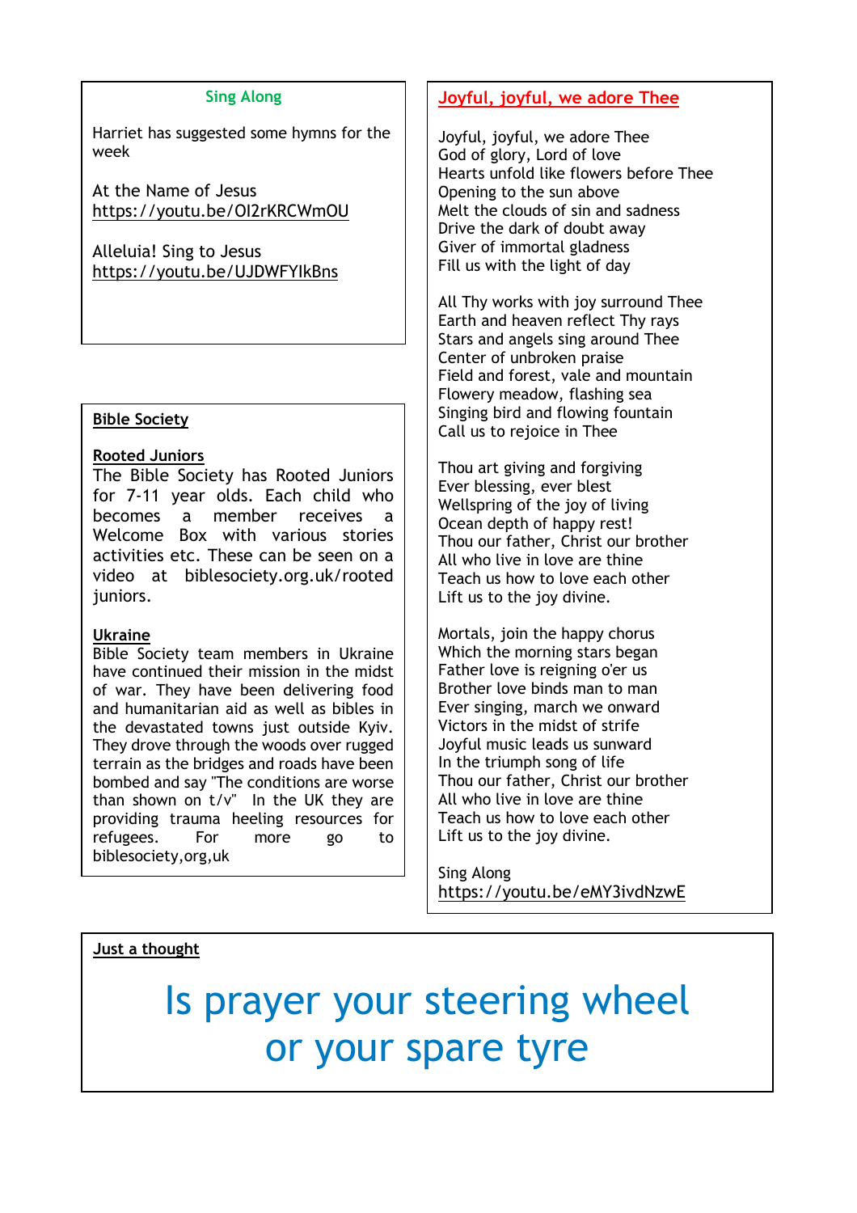## Sing Along

Harriet has suggested some hymns for the week

At the Name of Jesus
https://youtu.be/OI2rKRCWmOU

Alleluia! Sing to Jesus
https://youtu.be/UJDWFYIkBns

## Bible Society

**Rooted Juniors**

The Bible Society has Rooted Juniors for 7-11 year olds. Each child who becomes a member receives a Welcome Box with various stories activities etc. These can be seen on a video at biblesociety.org.uk/rooted juniors.

**Ukraine**

Bible Society team members in Ukraine have continued their mission in the midst of war. They have been delivering food and humanitarian aid as well as bibles in the devastated towns just outside Kyiv. They drove through the woods over rugged terrain as the bridges and roads have been bombed and say "The conditions are worse than shown on t/v" In the UK they are providing trauma heeling resources for refugees. For more go to biblesociety,org,uk

## Joyful, joyful, we adore Thee

Joyful, joyful, we adore Thee
God of glory, Lord of love
Hearts unfold like flowers before Thee
Opening to the sun above
Melt the clouds of sin and sadness
Drive the dark of doubt away
Giver of immortal gladness
Fill us with the light of day

All Thy works with joy surround Thee
Earth and heaven reflect Thy rays
Stars and angels sing around Thee
Center of unbroken praise
Field and forest, vale and mountain
Flowery meadow, flashing sea
Singing bird and flowing fountain
Call us to rejoice in Thee

Thou art giving and forgiving
Ever blessing, ever blest
Wellspring of the joy of living
Ocean depth of happy rest!
Thou our father, Christ our brother
All who live in love are thine
Teach us how to love each other
Lift us to the joy divine.

Mortals, join the happy chorus
Which the morning stars began
Father love is reigning o'er us
Brother love binds man to man
Ever singing, march we onward
Victors in the midst of strife
Joyful music leads us sunward
In the triumph song of life
Thou our father, Christ our brother
All who live in love are thine
Teach us how to love each other
Lift us to the joy divine.

Sing Along
https://youtu.be/eMY3ivdNzwE

## Just a thought

Is prayer your steering wheel or your spare tyre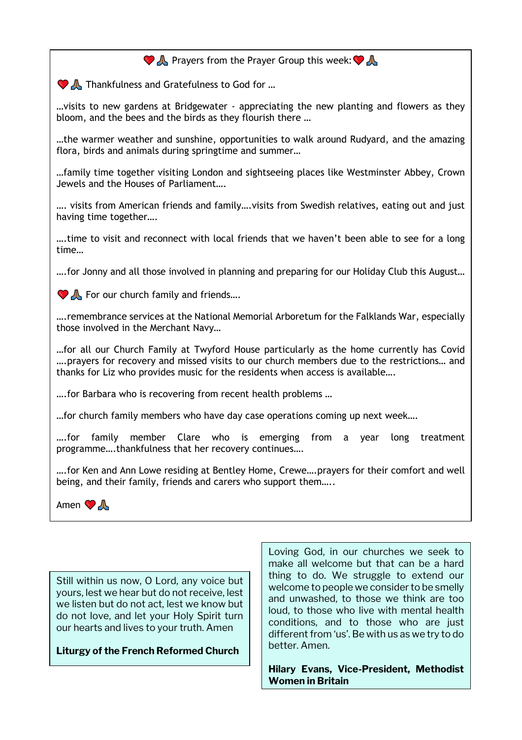❤️🙏 Prayers from the Prayer Group this week: ❤️🙏

❤️🙏 Thankfulness and Gratefulness to God for …

…visits to new gardens at Bridgewater - appreciating the new planting and flowers as they bloom, and the bees and the birds as they flourish there …

…the warmer weather and sunshine, opportunities to walk around Rudyard, and the amazing flora, birds and animals during springtime and summer…

…family time together visiting London and sightseeing places like Westminster Abbey, Crown Jewels and the Houses of Parliament….

…. visits from American friends and family….visits from Swedish relatives, eating out and just having time together….

….time to visit and reconnect with local friends that we haven't been able to see for a long time…

….for Jonny and all those involved in planning and preparing for our Holiday Club this August…

❤️🙏 For our church family and friends….

….remembrance services at the National Memorial Arboretum for the Falklands War, especially those involved in the Merchant Navy…

…for all our Church Family at Twyford House particularly as the home currently has Covid ….prayers for recovery and missed visits to our church members due to the restrictions… and thanks for Liz who provides music for the residents when access is available….

….for Barbara who is recovering from recent health problems …

…for church family members who have day case operations coming up next week….

….for family member Clare who is emerging from a year long treatment programme….thankfulness that her recovery continues….

….for Ken and Ann Lowe residing at Bentley Home, Crewe….prayers for their comfort and well being, and their family, friends and carers who support them…..

Amen ❤️🙏

Still within us now, O Lord, any voice but yours, lest we hear but do not receive, lest we listen but do not act, lest we know but do not love, and let your Holy Spirit turn our hearts and lives to your truth. Amen

**Liturgy of the French Reformed Church**

Loving God, in our churches we seek to make all welcome but that can be a hard thing to do. We struggle to extend our welcome to people we consider to be smelly and unwashed, to those we think are too loud, to those who live with mental health conditions, and to those who are just different from 'us'. Be with us as we try to do better. Amen.

**Hilary Evans, Vice-President, Methodist Women in Britain**